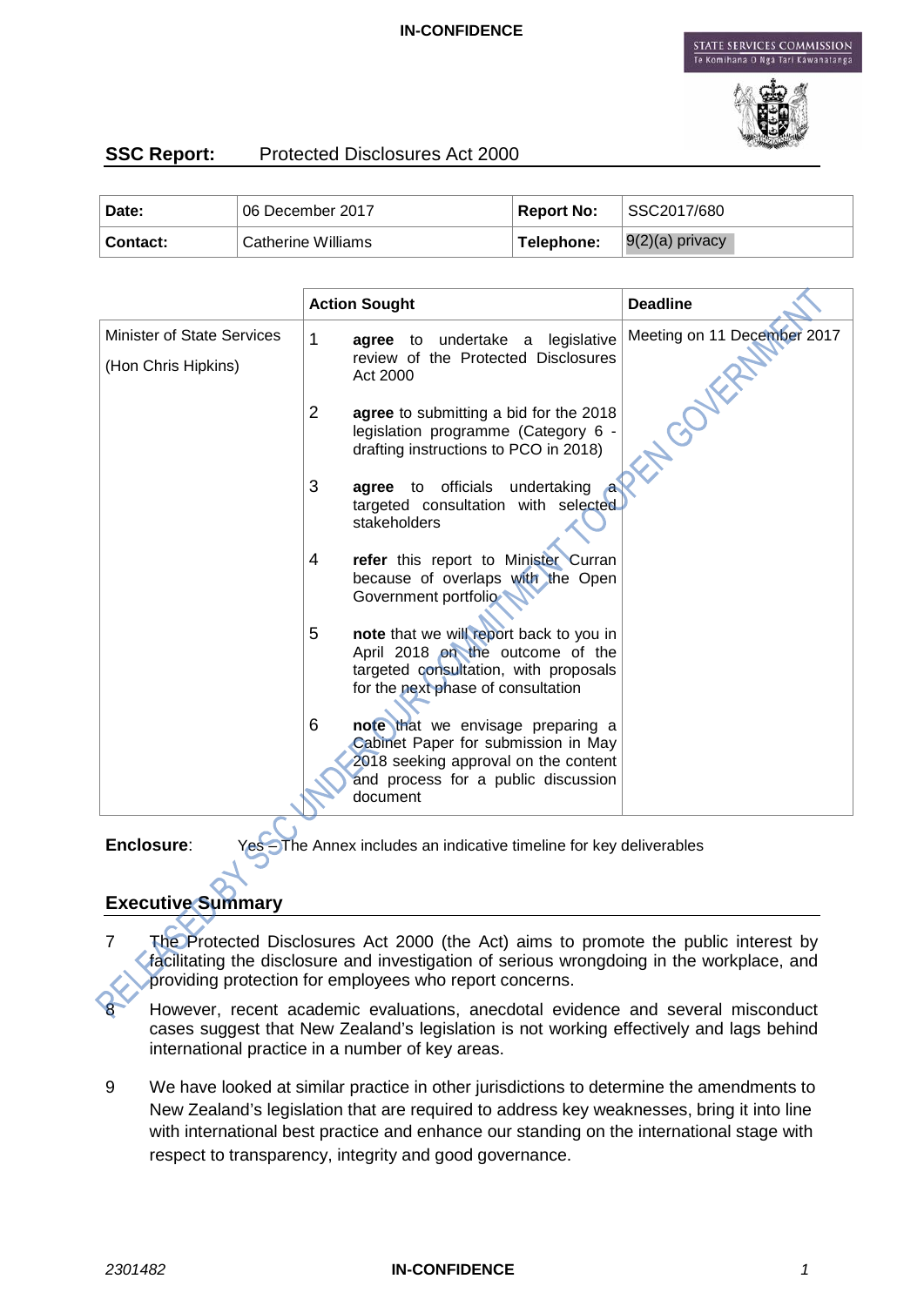**IN-CONFIDENCE**

STATE SERVICES COMMISSION
Te Komihana O Nga Tari Kawanatanga

## SSC Report: Protected Disclosures Act 2000

| Date: | 06 December 2017 | Report No: | SSC2017/680 |
|---|---|---|---|
| Contact: | Catherine Williams | Telephone: | 9(2)(a) privacy |

| | Action Sought | Deadline |
|---|---|---|
| Minister of State Services<br><br>(Hon Chris Hipkins) | 1 **agree** to undertake a legislative review of the Protected Disclosures Act 2000<br><br>2 **agree** to submitting a bid for the 2018 legislation programme (Category 6 - drafting instructions to PCO in 2018)<br><br>3 **agree** to officials undertaking a targeted consultation with selected stakeholders<br><br>4 **refer** this report to Minister Curran because of overlaps with the Open Government portfolio<br><br>5 **note** that we will report back to you in April 2018 on the outcome of the targeted consultation, with proposals for the next phase of consultation<br><br>6 **note** that we envisage preparing a Cabinet Paper for submission in May 2018 seeking approval on the content and process for a public discussion document | Meeting on 11 December 2017 |

**Enclosure**: Yes – The Annex includes an indicative timeline for key deliverables

## Executive Summary

7 The Protected Disclosures Act 2000 (the Act) aims to promote the public interest by facilitating the disclosure and investigation of serious wrongdoing in the workplace, and providing protection for employees who report concerns.

8 However, recent academic evaluations, anecdotal evidence and several misconduct cases suggest that New Zealand's legislation is not working effectively and lags behind international practice in a number of key areas.

9 We have looked at similar practice in other jurisdictions to determine the amendments to New Zealand's legislation that are required to address key weaknesses, bring it into line with international best practice and enhance our standing on the international stage with respect to transparency, integrity and good governance.

RELEASED BY SSC UNDER OUR COMMITMENT TO OPEN GOVERNMENT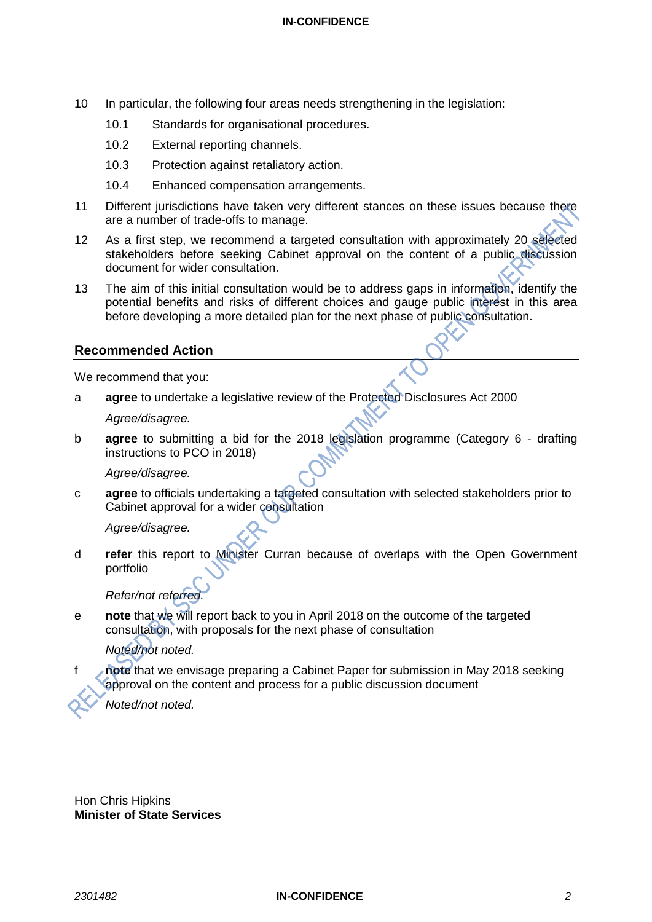10 In particular, the following four areas needs strengthening in the legislation:

 10.1 Standards for organisational procedures.

 10.2 External reporting channels.

 10.3 Protection against retaliatory action.

 10.4 Enhanced compensation arrangements.

11 Different jurisdictions have taken very different stances on these issues because there are a number of trade-offs to manage.

12 As a first step, we recommend a targeted consultation with approximately 20 selected stakeholders before seeking Cabinet approval on the content of a public discussion document for wider consultation.

13 The aim of this initial consultation would be to address gaps in information, identify the potential benefits and risks of different choices and gauge public interest in this area before developing a more detailed plan for the next phase of public consultation.

## Recommended Action

We recommend that you:

a **agree** to undertake a legislative review of the Protected Disclosures Act 2000

 *Agree/disagree.*

b **agree** to submitting a bid for the 2018 legislation programme (Category 6 - drafting instructions to PCO in 2018)

 *Agree/disagree.*

c **agree** to officials undertaking a targeted consultation with selected stakeholders prior to Cabinet approval for a wider consultation

 *Agree/disagree.*

d **refer** this report to Minister Curran because of overlaps with the Open Government portfolio

 *Refer/not referred.*

e **note** that we will report back to you in April 2018 on the outcome of the targeted consultation, with proposals for the next phase of consultation

 *Noted/not noted.*

f **note** that we envisage preparing a Cabinet Paper for submission in May 2018 seeking approval on the content and process for a public discussion document

 *Noted/not noted.*

Hon Chris Hipkins
**Minister of State Services**

RELEASED BY SSC UNDER OUR COMMITMENT TO OPEN GOVERNMENT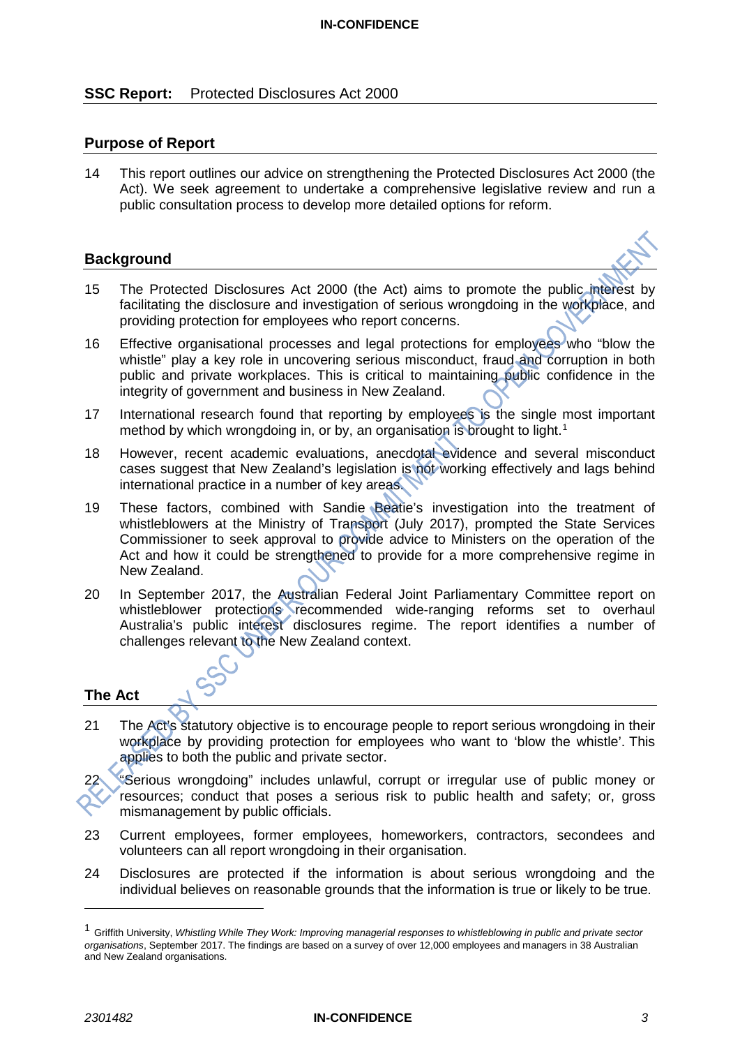## SSC Report: Protected Disclosures Act 2000

### Purpose of Report

14 This report outlines our advice on strengthening the Protected Disclosures Act 2000 (the Act). We seek agreement to undertake a comprehensive legislative review and run a public consultation process to develop more detailed options for reform.

### Background

15 The Protected Disclosures Act 2000 (the Act) aims to promote the public interest by facilitating the disclosure and investigation of serious wrongdoing in the workplace, and providing protection for employees who report concerns.

16 Effective organisational processes and legal protections for employees who "blow the whistle" play a key role in uncovering serious misconduct, fraud and corruption in both public and private workplaces. This is critical to maintaining public confidence in the integrity of government and business in New Zealand.

17 International research found that reporting by employees is the single most important method by which wrongdoing in, or by, an organisation is brought to light.[1]

18 However, recent academic evaluations, anecdotal evidence and several misconduct cases suggest that New Zealand's legislation is not working effectively and lags behind international practice in a number of key areas.

19 These factors, combined with Sandie Beatie's investigation into the treatment of whistleblowers at the Ministry of Transport (July 2017), prompted the State Services Commissioner to seek approval to provide advice to Ministers on the operation of the Act and how it could be strengthened to provide for a more comprehensive regime in New Zealand.

20 In September 2017, the Australian Federal Joint Parliamentary Committee report on whistleblower protections recommended wide-ranging reforms set to overhaul Australia's public interest disclosures regime. The report identifies a number of challenges relevant to the New Zealand context.

### The Act

21 The Act's statutory objective is to encourage people to report serious wrongdoing in their workplace by providing protection for employees who want to 'blow the whistle'. This applies to both the public and private sector.

22 "Serious wrongdoing" includes unlawful, corrupt or irregular use of public money or resources; conduct that poses a serious risk to public health and safety; or, gross mismanagement by public officials.

23 Current employees, former employees, homeworkers, contractors, secondees and volunteers can all report wrongdoing in their organisation.

24 Disclosures are protected if the information is about serious wrongdoing and the individual believes on reasonable grounds that the information is true or likely to be true.

---

[1] Griffith University, *Whistling While They Work: Improving managerial responses to whistleblowing in public and private sector organisations*, September 2017. The findings are based on a survey of over 12,000 employees and managers in 38 Australian and New Zealand organisations.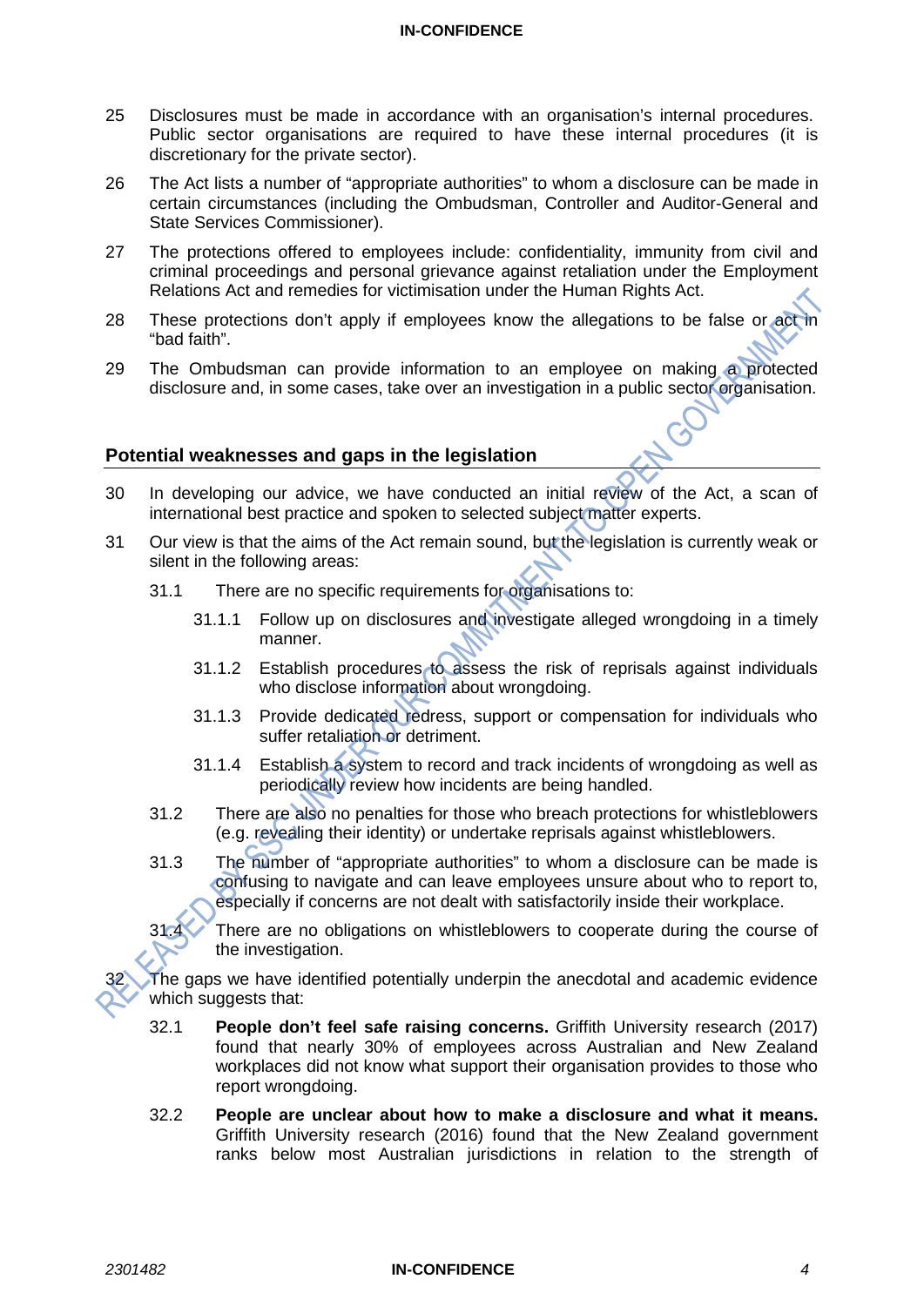25 Disclosures must be made in accordance with an organisation's internal procedures. Public sector organisations are required to have these internal procedures (it is discretionary for the private sector).

26 The Act lists a number of "appropriate authorities" to whom a disclosure can be made in certain circumstances (including the Ombudsman, Controller and Auditor-General and State Services Commissioner).

27 The protections offered to employees include: confidentiality, immunity from civil and criminal proceedings and personal grievance against retaliation under the Employment Relations Act and remedies for victimisation under the Human Rights Act.

28 These protections don't apply if employees know the allegations to be false or act in "bad faith".

29 The Ombudsman can provide information to an employee on making a protected disclosure and, in some cases, take over an investigation in a public sector organisation.

## Potential weaknesses and gaps in the legislation

30 In developing our advice, we have conducted an initial review of the Act, a scan of international best practice and spoken to selected subject matter experts.

31 Our view is that the aims of the Act remain sound, but the legislation is currently weak or silent in the following areas:

- 31.1 There are no specific requirements for organisations to:
  - 31.1.1 Follow up on disclosures and investigate alleged wrongdoing in a timely manner.
  - 31.1.2 Establish procedures to assess the risk of reprisals against individuals who disclose information about wrongdoing.
  - 31.1.3 Provide dedicated redress, support or compensation for individuals who suffer retaliation or detriment.
  - 31.1.4 Establish a system to record and track incidents of wrongdoing as well as periodically review how incidents are being handled.
- 31.2 There are also no penalties for those who breach protections for whistleblowers (e.g. revealing their identity) or undertake reprisals against whistleblowers.
- 31.3 The number of "appropriate authorities" to whom a disclosure can be made is confusing to navigate and can leave employees unsure about who to report to, especially if concerns are not dealt with satisfactorily inside their workplace.
- 31.4 There are no obligations on whistleblowers to cooperate during the course of the investigation.

32 The gaps we have identified potentially underpin the anecdotal and academic evidence which suggests that:

- 32.1 **People don't feel safe raising concerns.** Griffith University research (2017) found that nearly 30% of employees across Australian and New Zealand workplaces did not know what support their organisation provides to those who report wrongdoing.
- 32.2 **People are unclear about how to make a disclosure and what it means.** Griffith University research (2016) found that the New Zealand government ranks below most Australian jurisdictions in relation to the strength of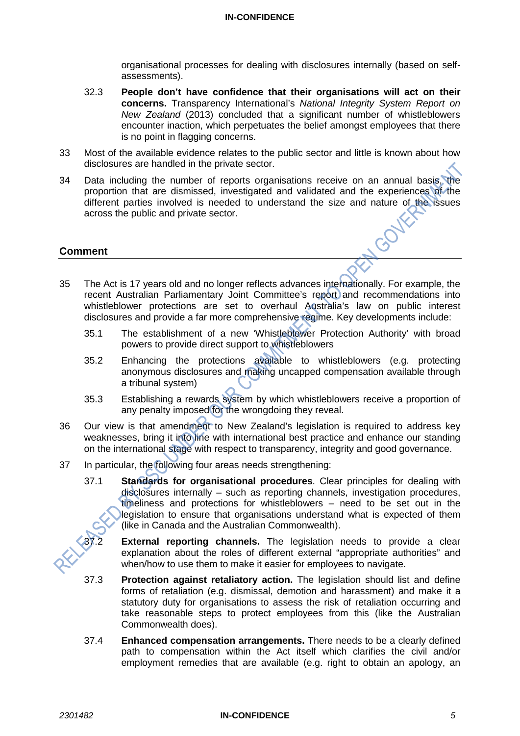organisational processes for dealing with disclosures internally (based on self-assessments).

32.3 **People don't have confidence that their organisations will act on their concerns.** Transparency International's *National Integrity System Report on New Zealand* (2013) concluded that a significant number of whistleblowers encounter inaction, which perpetuates the belief amongst employees that there is no point in flagging concerns.

33 Most of the available evidence relates to the public sector and little is known about how disclosures are handled in the private sector.

34 Data including the number of reports organisations receive on an annual basis, the proportion that are dismissed, investigated and validated and the experiences of the different parties involved is needed to understand the size and nature of the issues across the public and private sector.

## Comment

35 The Act is 17 years old and no longer reflects advances internationally. For example, the recent Australian Parliamentary Joint Committee's report and recommendations into whistleblower protections are set to overhaul Australia's law on public interest disclosures and provide a far more comprehensive regime. Key developments include:

35.1 The establishment of a new 'Whistleblower Protection Authority' with broad powers to provide direct support to whistleblowers

35.2 Enhancing the protections available to whistleblowers (e.g. protecting anonymous disclosures and making uncapped compensation available through a tribunal system)

35.3 Establishing a rewards system by which whistleblowers receive a proportion of any penalty imposed for the wrongdoing they reveal.

36 Our view is that amendment to New Zealand's legislation is required to address key weaknesses, bring it into line with international best practice and enhance our standing on the international stage with respect to transparency, integrity and good governance.

37 In particular, the following four areas needs strengthening:

37.1 **Standards for organisational procedures**. Clear principles for dealing with disclosures internally – such as reporting channels, investigation procedures, timeliness and protections for whistleblowers – need to be set out in the legislation to ensure that organisations understand what is expected of them (like in Canada and the Australian Commonwealth).

37.2 **External reporting channels.** The legislation needs to provide a clear explanation about the roles of different external "appropriate authorities" and when/how to use them to make it easier for employees to navigate.

37.3 **Protection against retaliatory action.** The legislation should list and define forms of retaliation (e.g. dismissal, demotion and harassment) and make it a statutory duty for organisations to assess the risk of retaliation occurring and take reasonable steps to protect employees from this (like the Australian Commonwealth does).

37.4 **Enhanced compensation arrangements.** There needs to be a clearly defined path to compensation within the Act itself which clarifies the civil and/or employment remedies that are available (e.g. right to obtain an apology, an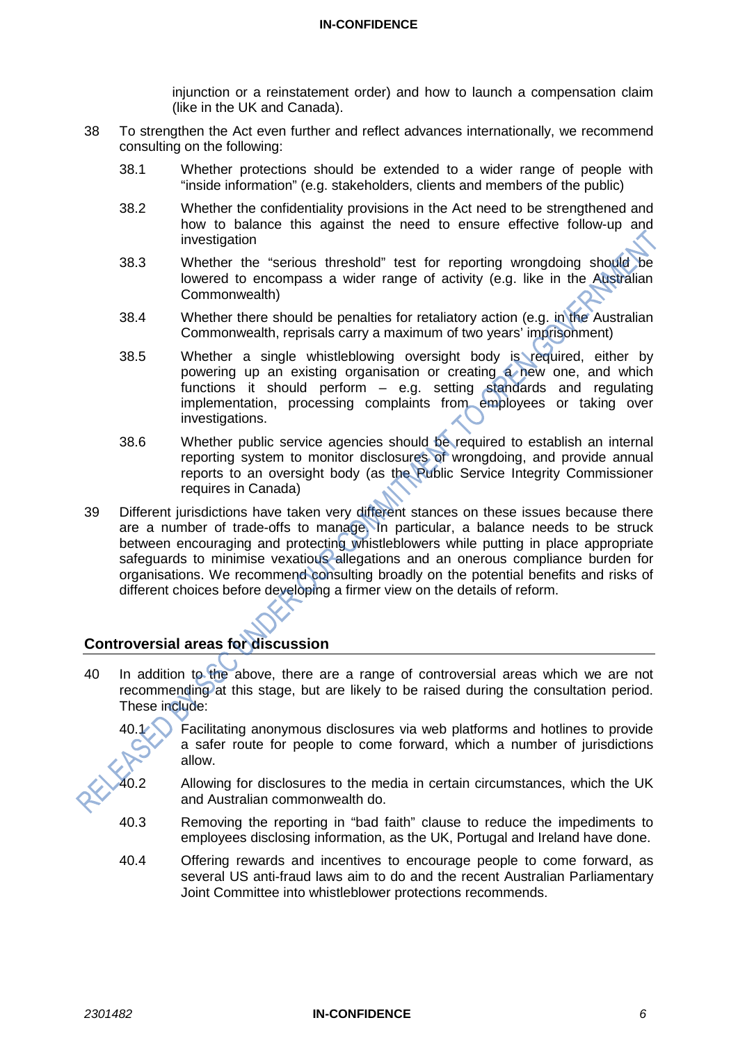injunction or a reinstatement order) and how to launch a compensation claim (like in the UK and Canada).

38 To strengthen the Act even further and reflect advances internationally, we recommend consulting on the following:

38.1 Whether protections should be extended to a wider range of people with "inside information" (e.g. stakeholders, clients and members of the public)

38.2 Whether the confidentiality provisions in the Act need to be strengthened and how to balance this against the need to ensure effective follow-up and investigation

38.3 Whether the "serious threshold" test for reporting wrongdoing should be lowered to encompass a wider range of activity (e.g. like in the Australian Commonwealth)

38.4 Whether there should be penalties for retaliatory action (e.g. in the Australian Commonwealth, reprisals carry a maximum of two years' imprisonment)

38.5 Whether a single whistleblowing oversight body is required, either by powering up an existing organisation or creating a new one, and which functions it should perform – e.g. setting standards and regulating implementation, processing complaints from employees or taking over investigations.

38.6 Whether public service agencies should be required to establish an internal reporting system to monitor disclosures of wrongdoing, and provide annual reports to an oversight body (as the Public Service Integrity Commissioner requires in Canada)

39 Different jurisdictions have taken very different stances on these issues because there are a number of trade-offs to manage. In particular, a balance needs to be struck between encouraging and protecting whistleblowers while putting in place appropriate safeguards to minimise vexatious allegations and an onerous compliance burden for organisations. We recommend consulting broadly on the potential benefits and risks of different choices before developing a firmer view on the details of reform.

## Controversial areas for discussion

40 In addition to the above, there are a range of controversial areas which we are not recommending at this stage, but are likely to be raised during the consultation period. These include:

40.1 Facilitating anonymous disclosures via web platforms and hotlines to provide a safer route for people to come forward, which a number of jurisdictions allow.

40.2 Allowing for disclosures to the media in certain circumstances, which the UK and Australian commonwealth do.

40.3 Removing the reporting in "bad faith" clause to reduce the impediments to employees disclosing information, as the UK, Portugal and Ireland have done.

40.4 Offering rewards and incentives to encourage people to come forward, as several US anti-fraud laws aim to do and the recent Australian Parliamentary Joint Committee into whistleblower protections recommends.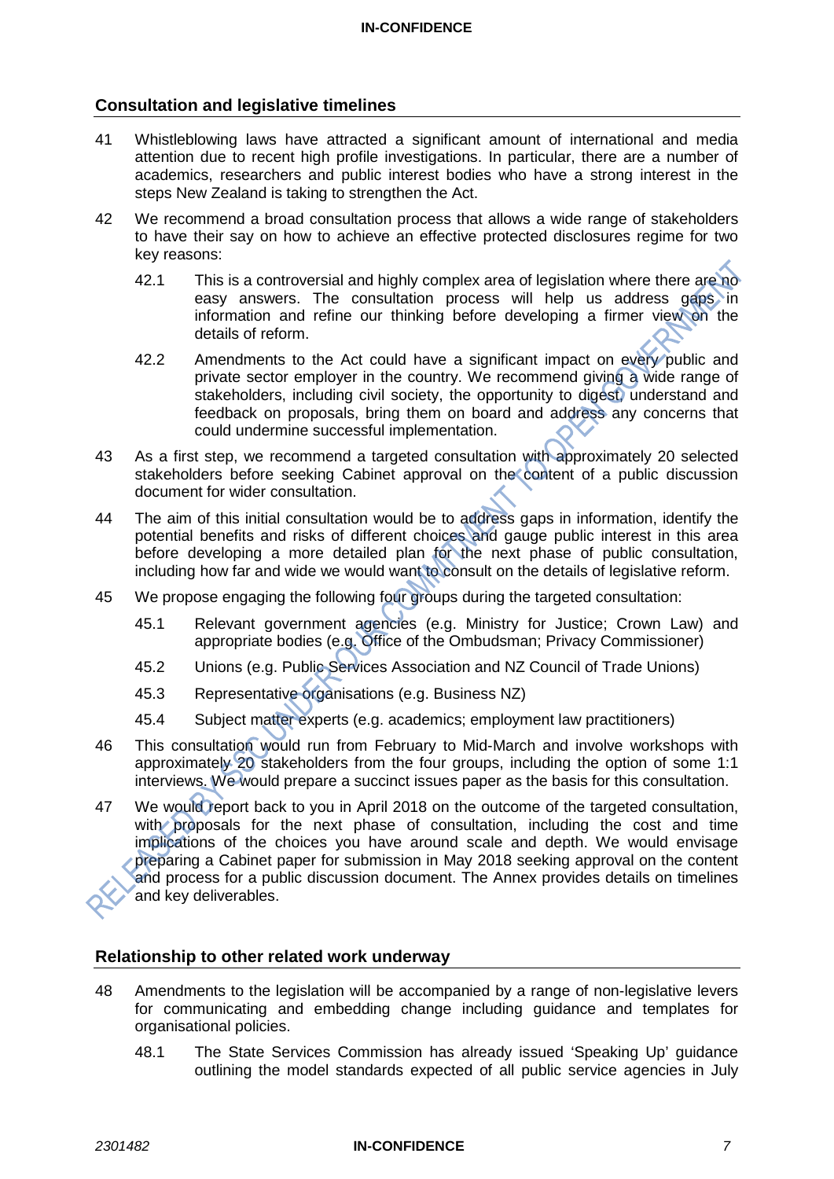## Consultation and legislative timelines

41 Whistleblowing laws have attracted a significant amount of international and media attention due to recent high profile investigations. In particular, there are a number of academics, researchers and public interest bodies who have a strong interest in the steps New Zealand is taking to strengthen the Act.

42 We recommend a broad consultation process that allows a wide range of stakeholders to have their say on how to achieve an effective protected disclosures regime for two key reasons:

42.1 This is a controversial and highly complex area of legislation where there are no easy answers. The consultation process will help us address gaps in information and refine our thinking before developing a firmer view on the details of reform.

42.2 Amendments to the Act could have a significant impact on every public and private sector employer in the country. We recommend giving a wide range of stakeholders, including civil society, the opportunity to digest, understand and feedback on proposals, bring them on board and address any concerns that could undermine successful implementation.

43 As a first step, we recommend a targeted consultation with approximately 20 selected stakeholders before seeking Cabinet approval on the content of a public discussion document for wider consultation.

44 The aim of this initial consultation would be to address gaps in information, identify the potential benefits and risks of different choices and gauge public interest in this area before developing a more detailed plan for the next phase of public consultation, including how far and wide we would want to consult on the details of legislative reform.

45 We propose engaging the following four groups during the targeted consultation:

45.1 Relevant government agencies (e.g. Ministry for Justice; Crown Law) and appropriate bodies (e.g. Office of the Ombudsman; Privacy Commissioner)

45.2 Unions (e.g. Public Services Association and NZ Council of Trade Unions)

45.3 Representative organisations (e.g. Business NZ)

45.4 Subject matter experts (e.g. academics; employment law practitioners)

46 This consultation would run from February to Mid-March and involve workshops with approximately 20 stakeholders from the four groups, including the option of some 1:1 interviews. We would prepare a succinct issues paper as the basis for this consultation.

47 We would report back to you in April 2018 on the outcome of the targeted consultation, with proposals for the next phase of consultation, including the cost and time implications of the choices you have around scale and depth. We would envisage preparing a Cabinet paper for submission in May 2018 seeking approval on the content and process for a public discussion document. The Annex provides details on timelines and key deliverables.

## Relationship to other related work underway

48 Amendments to the legislation will be accompanied by a range of non-legislative levers for communicating and embedding change including guidance and templates for organisational policies.

48.1 The State Services Commission has already issued 'Speaking Up' guidance outlining the model standards expected of all public service agencies in July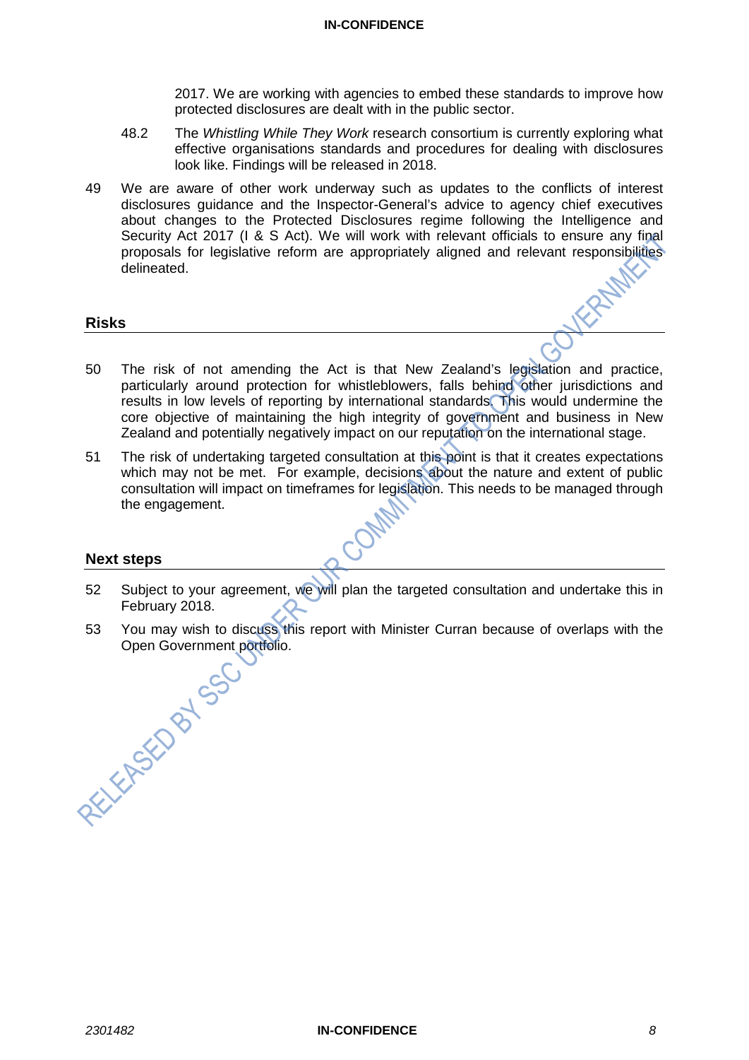2017. We are working with agencies to embed these standards to improve how protected disclosures are dealt with in the public sector.

48.2 The *Whistling While They Work* research consortium is currently exploring what effective organisations standards and procedures for dealing with disclosures look like. Findings will be released in 2018.

49 We are aware of other work underway such as updates to the conflicts of interest disclosures guidance and the Inspector-General's advice to agency chief executives about changes to the Protected Disclosures regime following the Intelligence and Security Act 2017 (I & S Act). We will work with relevant officials to ensure any final proposals for legislative reform are appropriately aligned and relevant responsibilities delineated.

## Risks

50 The risk of not amending the Act is that New Zealand's legislation and practice, particularly around protection for whistleblowers, falls behind other jurisdictions and results in low levels of reporting by international standards. This would undermine the core objective of maintaining the high integrity of government and business in New Zealand and potentially negatively impact on our reputation on the international stage.

51 The risk of undertaking targeted consultation at this point is that it creates expectations which may not be met. For example, decisions about the nature and extent of public consultation will impact on timeframes for legislation. This needs to be managed through the engagement.

## Next steps

52 Subject to your agreement, we will plan the targeted consultation and undertake this in February 2018.

53 You may wish to discuss this report with Minister Curran because of overlaps with the Open Government portfolio.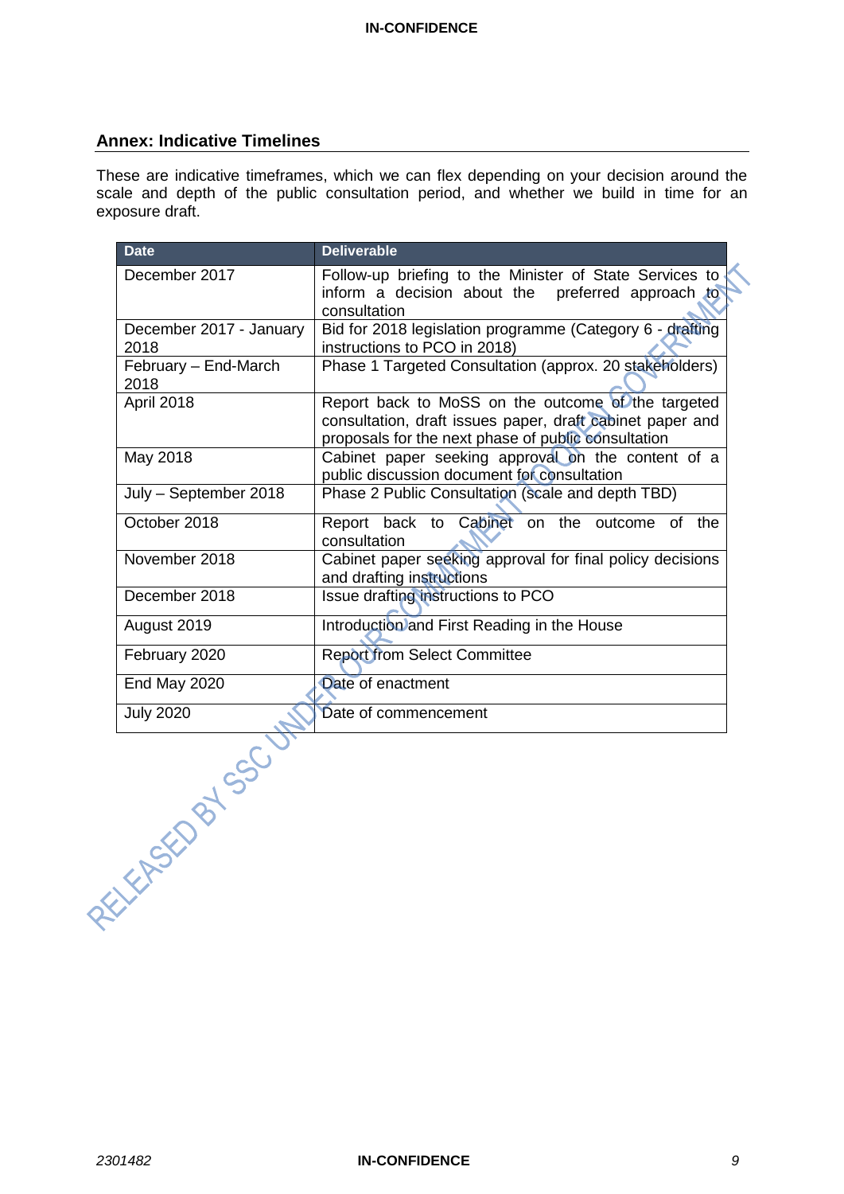## Annex: Indicative Timelines

These are indicative timeframes, which we can flex depending on your decision around the scale and depth of the public consultation period, and whether we build in time for an exposure draft.

| Date | Deliverable |
|---|---|
| December 2017 | Follow-up briefing to the Minister of State Services to inform a decision about the preferred approach to consultation |
| December 2017 - January 2018 | Bid for 2018 legislation programme (Category 6 - drafting instructions to PCO in 2018) |
| February – End-March 2018 | Phase 1 Targeted Consultation (approx. 20 stakeholders) |
| April 2018 | Report back to MoSS on the outcome of the targeted consultation, draft issues paper, draft cabinet paper and proposals for the next phase of public consultation |
| May 2018 | Cabinet paper seeking approval on the content of a public discussion document for consultation |
| July – September 2018 | Phase 2 Public Consultation (scale and depth TBD) |
| October 2018 | Report back to Cabinet on the outcome of the consultation |
| November 2018 | Cabinet paper seeking approval for final policy decisions and drafting instructions |
| December 2018 | Issue drafting instructions to PCO |
| August 2019 | Introduction and First Reading in the House |
| February 2020 | Report from Select Committee |
| End May 2020 | Date of enactment |
| July 2020 | Date of commencement |